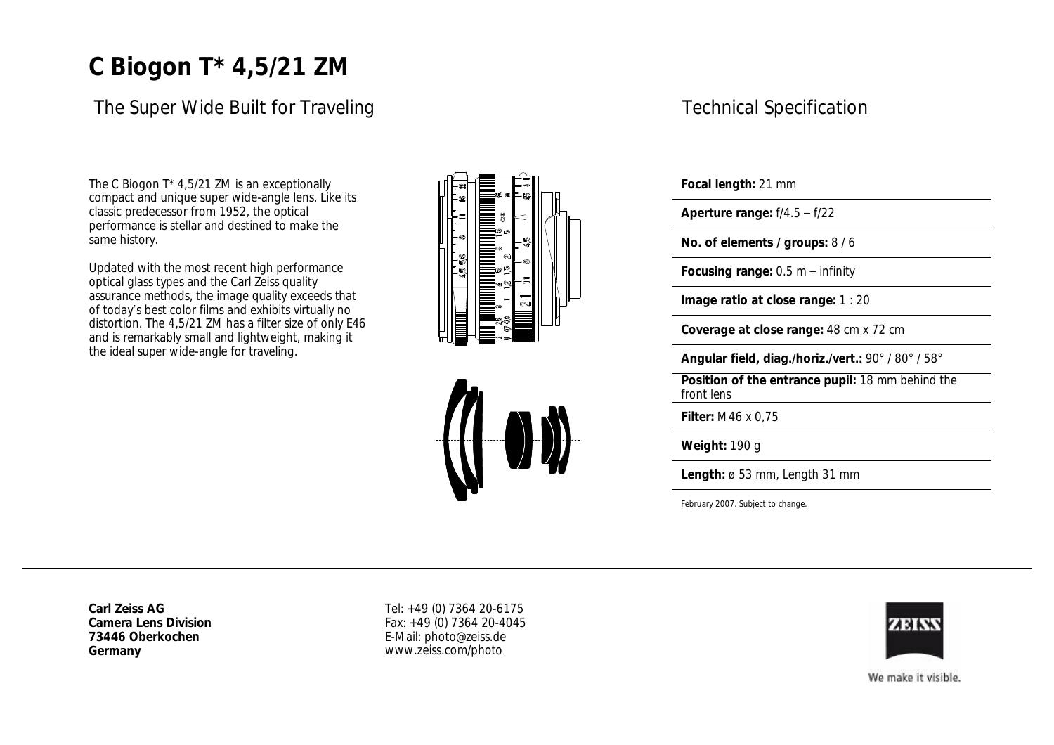# C Biogon T* 4,5/21 ZM

## The Super Wide Built for Traveling

The C Biogon T* 4,5/21 ZM is an exceptionally compact and unique super wide-angle lens. Like its classic predecessor from 1952, the optical performance is stellar and destined to make the same history.

Updated with the most recent high performance optical glass types and the Carl Zeiss quality assurance methods, the image quality exceeds that of today's best color films and exhibits virtually no distortion. The 4,5/21 ZM has a filter size of only E46 and is remarkably small and lightweight, making it the ideal super wide-angle for traveling.

## Technical Specification

**Focal length:** 21 mm

**Aperture range:** f/4.5 – f/22

**No. of elements / groups:** 8 / 6

**Focusing range:** 0.5 m – infinity

**Image ratio at close range:** 1 : 20

**Coverage at close range:** 48 cm x 72 cm

**Angular field, diag./horiz./vert.:** 90° / 80° / 58°

**Position of the entrance pupil:** 18 mm behind the front lens

**Filter:** M46 x 0,75

**Weight:** 190 g

**Length:** ø 53 mm, Length 31 mm

February 2007. Subject to change.

**Carl Zeiss AG**
**Camera Lens Division**
**73446 Oberkochen**
**Germany**

Tel: +49 (0) 7364 20-6175
Fax: +49 (0) 7364 20-4045
E-Mail: photo@zeiss.de
www.zeiss.com/photo

ZEISS

We make it visible.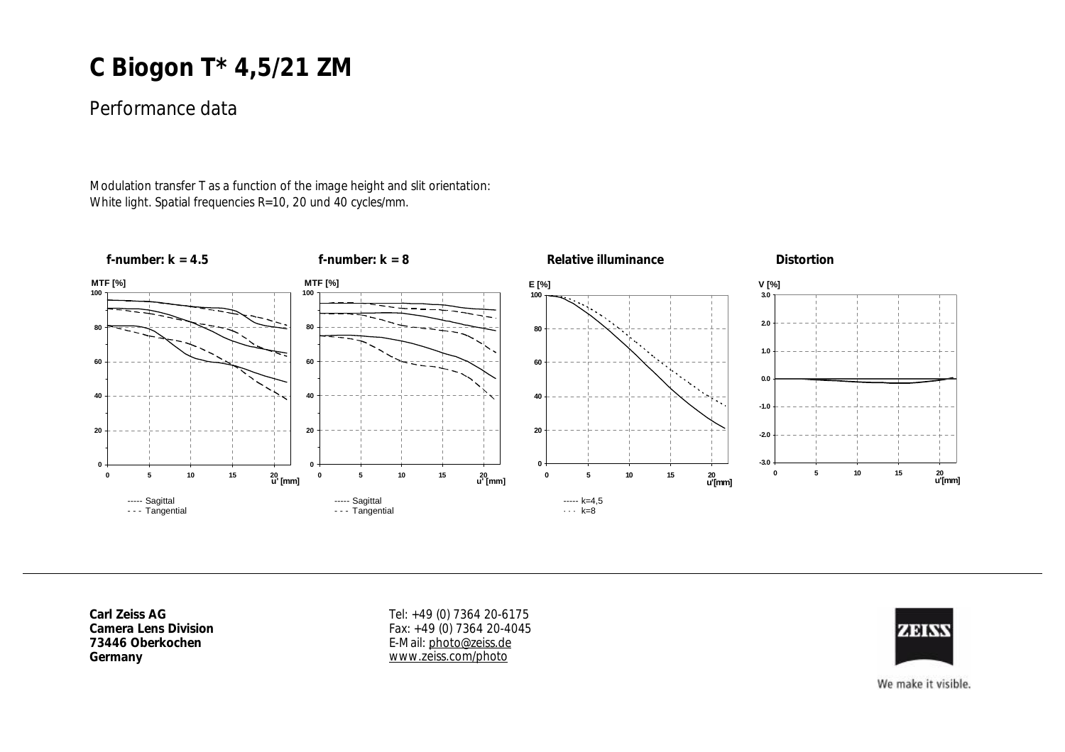# C Biogon T* 4,5/21 ZM

## Performance data

Modulation transfer T as a function of the image height and slit orientation:
White light. Spatial frequencies R=10, 20 und 40 cycles/mm.

**f-number: k = 4.5**

MTF [%]
100
80
60
40
20
0
0 5 10 15 20 u' [mm]

----- Sagittal
- - - Tangential

**f-number: k = 8**

MTF [%]
100
80
60
40
20
0
0 5 10 15 20 u' [mm]

----- Sagittal
- - - Tangential

**Relative illuminance**

E [%]
100
80
60
40
20
0
0 5 10 15 20 u'[mm]

----- k=4,5
· · · k=8

**Distortion**

V [%]
3.0
2.0
1.0
0.0
-1.0
-2.0
-3.0
0 5 10 15 20 u'[mm]

---

**Carl Zeiss AG**
**Camera Lens Division**
**73446 Oberkochen**
**Germany**

Tel: +49 (0) 7364 20-6175
Fax: +49 (0) 7364 20-4045
E-Mail: photo@zeiss.de
www.zeiss.com/photo

ZEISS
We make it visible.